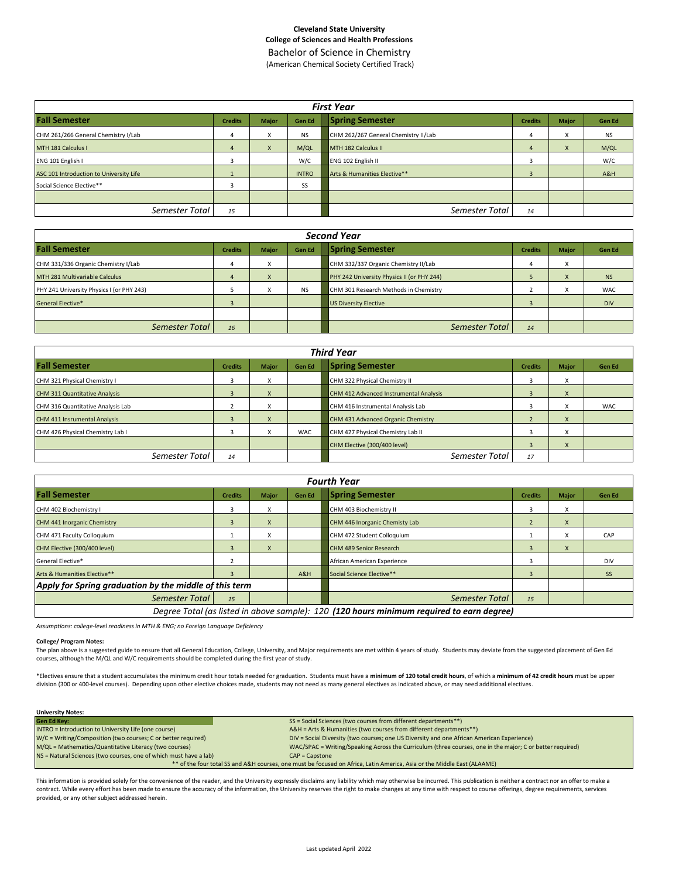**Cleveland State University**
**College of Sciences and Health Professions**

# Bachelor of Science in Chemistry

(American Chemical Society Certified Track)

| *First Year* | | | | | | | |
|---|---|---|---|---|---|---|---|
| **Fall Semester** | **Credits** | **Major** | **Gen Ed** | **Spring Semester** | **Credits** | **Major** | **Gen Ed** |
| CHM 261/266 General Chemistry I/Lab | 4 | X | NS | CHM 262/267 General Chemistry II/Lab | 4 | X | NS |
| MTH 181 Calculus I | 4 | X | M/QL | MTH 182 Calculus II | 4 | X | M/QL |
| ENG 101 English I | 3 | | W/C | ENG 102 English II | 3 | | W/C |
| ASC 101 Introduction to University Life | 1 | | INTRO | Arts & Humanities Elective** | 3 | | A&H |
| Social Science Elective** | 3 | | SS | | | | |
| | | | | | | | |
| *Semester Total* | *15* | | | *Semester Total* | *14* | | |

| *Second Year* | | | | | | | |
|---|---|---|---|---|---|---|---|
| **Fall Semester** | **Credits** | **Major** | **Gen Ed** | **Spring Semester** | **Credits** | **Major** | **Gen Ed** |
| CHM 331/336 Organic Chemistry I/Lab | 4 | X | | CHM 332/337 Organic Chemistry II/Lab | 4 | X | |
| MTH 281 Multivariable Calculus | 4 | X | | PHY 242 University Physics II (or PHY 244) | 5 | X | NS |
| PHY 241 University Physics I (or PHY 243) | 5 | X | NS | CHM 301 Research Methods in Chemistry | 2 | X | WAC |
| General Elective* | 3 | | | US Diversity Elective | 3 | | DIV |
| | | | | | | | |
| *Semester Total* | *16* | | | *Semester Total* | *14* | | |

| *Third Year* | | | | | | | |
|---|---|---|---|---|---|---|---|
| **Fall Semester** | **Credits** | **Major** | **Gen Ed** | **Spring Semester** | **Credits** | **Major** | **Gen Ed** |
| CHM 321 Physical Chemistry I | 3 | X | | CHM 322 Physical Chemistry II | 3 | X | |
| CHM 311 Quantitative Analysis | 3 | X | | CHM 412 Advanced Instrumental Analysis | 3 | X | |
| CHM 316 Quantitative Analysis Lab | 2 | X | | CHM 416 Instrumental Analysis Lab | 3 | X | WAC |
| CHM 411 Insrumental Analysis | 3 | X | | CHM 431 Advanced Organic Chemistry | 2 | X | |
| CHM 426 Physical Chemistry Lab I | 3 | X | WAC | CHM 427 Physical Chemistry Lab II | 3 | X | |
| | | | | CHM Elective (300/400 level) | 3 | X | |
| *Semester Total* | *14* | | | *Semester Total* | *17* | | |

| *Fourth Year* | | | | | | | |
|---|---|---|---|---|---|---|---|
| **Fall Semester** | **Credits** | **Major** | **Gen Ed** | **Spring Semester** | **Credits** | **Major** | **Gen Ed** |
| CHM 402 Biochemistry I | 3 | X | | CHM 403 Biochemistry II | 3 | X | |
| CHM 441 Inorganic Chemistry | 3 | X | | CHM 446 Inorganic Chemisty Lab | 2 | X | |
| CHM 471 Faculty Colloquium | 1 | X | | CHM 472 Student Colloquium | 1 | X | CAP |
| CHM Elective (300/400 level) | 3 | X | | CHM 489 Senior Research | 3 | X | |
| General Elective* | 2 | | | African American Experience | 3 | | DIV |
| Arts & Humanities Elective** | 3 | | A&H | Social Science Elective** | 3 | | SS |
| ***Apply for Spring graduation by the middle of this term*** | | | | | | | |
| *Semester Total* | *15* | | | *Semester Total* | *15* | | |
| *Degree Total (as listed in above sample): 120* ***(120 hours minimum required to earn degree)*** | | | | | | | |

*Assumptions: college-level readiness in MTH & ENG; no Foreign Language Deficiency*

**College/ Program Notes:**

The plan above is a suggested guide to ensure that all General Education, College, University, and Major requirements are met within 4 years of study. Students may deviate from the suggested placement of Gen Ed courses, although the M/QL and W/C requirements should be completed during the first year of study.

*Electives ensure that a student accumulates the minimum credit hour totals needed for graduation. Students must have a **minimum of 120 total credit hours**, of which a **minimum of 42 credit hours** must be upper division (300 or 400-level courses). Depending upon other elective choices made, students may not need as many general electives as indicated above, or may need additional electives.

**University Notes:**

| **Gen Ed Key:** | |
|---|---|
| INTRO = Introduction to University Life (one course) | SS = Social Sciences (two courses from different departments**) |
| W/C = Writing/Composition (two courses; C or better required) | A&H = Arts & Humanities (two courses from different departments**) |
| M/QL = Mathematics/Quantitative Literacy (two courses) | DIV = Social Diversity (two courses; one US Diversity and one African American Experience) |
| NS = Natural Sciences (two courses, one of which must have a lab) | WAC/SPAC = Writing/Speaking Across the Curriculum (three courses, one in the major; C or better required) |
| | CAP = Capstone |
| ** of the four total SS and A&H courses, one must be focused on Africa, Latin America, Asia or the Middle East (ALAAME) | |

This information is provided solely for the convenience of the reader, and the University expressly disclaims any liability which may otherwise be incurred. This publication is neither a contract nor an offer to make a contract. While every effort has been made to ensure the accuracy of the information, the University reserves the right to make changes at any time with respect to course offerings, degree requirements, services provided, or any other subject addressed herein.

Last updated April 2022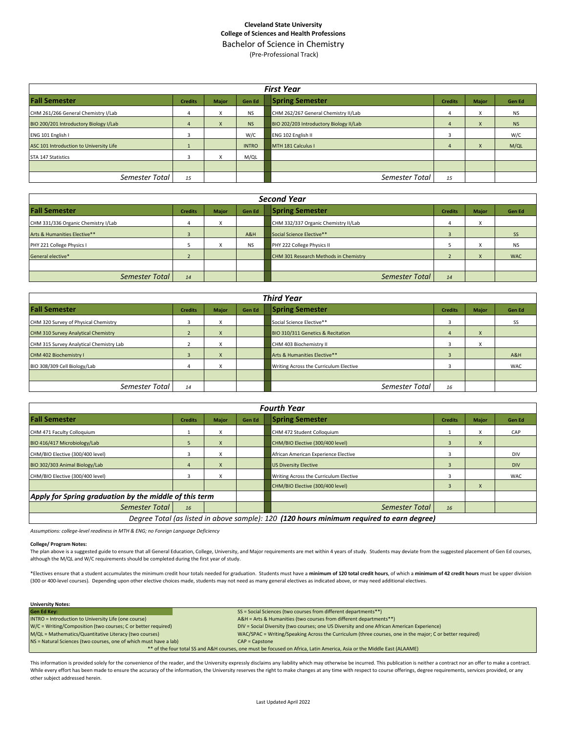**Cleveland State University**
**College of Sciences and Health Professions**
Bachelor of Science in Chemistry
(Pre-Professional Track)

## First Year

| Fall Semester | Credits | Major | Gen Ed | Spring Semester | Credits | Major | Gen Ed |
|---|---|---|---|---|---|---|---|
| CHM 261/266 General Chemistry I/Lab | 4 | X | NS | CHM 262/267 General Chemistry II/Lab | 4 | X | NS |
| BIO 200/201 Introductory Biology I/Lab | 4 | X | NS | BIO 202/203 Introductory Biology II/Lab | 4 | X | NS |
| ENG 101 English I | 3 | | W/C | ENG 102 English II | 3 | | W/C |
| ASC 101 Introduction to University Life | 1 | | INTRO | MTH 181 Calculus I | 4 | X | M/QL |
| STA 147 Statistics | 3 | X | M/QL | | | | |
| | | | | | | | |
| *Semester Total* | *15* | | | *Semester Total* | *15* | | |

## Second Year

| Fall Semester | Credits | Major | Gen Ed | Spring Semester | Credits | Major | Gen Ed |
|---|---|---|---|---|---|---|---|
| CHM 331/336 Organic Chemistry I/Lab | 4 | X | | CHM 332/337 Organic Chemistry II/Lab | 4 | X | |
| Arts & Humanities Elective** | 3 | | A&H | Social Science Elective** | 3 | | SS |
| PHY 221 College Physics I | 5 | X | NS | PHY 222 College Physics II | 5 | X | NS |
| General elective* | 2 | | | CHM 301 Research Methods in Chemistry | 2 | X | WAC |
| | | | | | | | |
| *Semester Total* | *14* | | | *Semester Total* | *14* | | |

## Third Year

| Fall Semester | Credits | Major | Gen Ed | Spring Semester | Credits | Major | Gen Ed |
|---|---|---|---|---|---|---|---|
| CHM 320 Survey of Physical Chemistry | 3 | X | | Social Science Elective** | 3 | | SS |
| CHM 310 Survey Analytical Chemistry | 2 | X | | BIO 310/311 Genetics & Recitation | 4 | X | |
| CHM 315 Survey Analytical Chemistry Lab | 2 | X | | CHM 403 Biochemistry II | 3 | X | |
| CHM 402 Biochemistry I | 3 | X | | Arts & Humanities Elective** | 3 | | A&H |
| BIO 308/309 Cell Biology/Lab | 4 | X | | Writing Across the Curriculum Elective | 3 | | WAC |
| | | | | | | | |
| *Semester Total* | *14* | | | *Semester Total* | *16* | | |

## Fourth Year

| Fall Semester | Credits | Major | Gen Ed | Spring Semester | Credits | Major | Gen Ed |
|---|---|---|---|---|---|---|---|
| CHM 471 Faculty Colloquium | 1 | X | | CHM 472 Student Colloquium | 1 | X | CAP |
| BIO 416/417 Microbiology/Lab | 5 | X | | CHM/BIO Elective (300/400 level) | 3 | X | |
| CHM/BIO Elective (300/400 level) | 3 | X | | African American Experience Elective | 3 | | DIV |
| BIO 302/303 Animal Biology/Lab | 4 | X | | US Diversity Elective | 3 | | DIV |
| CHM/BIO Elective (300/400 level) | 3 | X | | Writing Across the Curriculum Elective | 3 | | WAC |
| | | | | CHM/BIO Elective (300/400 level) | 3 | X | |
| *Apply for Spring graduation by the middle of this term* | | | | | | | |
| *Semester Total* | *16* | | | *Semester Total* | *16* | | |

*Degree Total (as listed in above sample): 120* ***(120 hours minimum required to earn degree)***

*Assumptions: college-level readiness in MTH & ENG; no Foreign Language Deficiency*

**College/ Program Notes:**

The plan above is a suggested guide to ensure that all General Education, College, University, and Major requirements are met within 4 years of study. Students may deviate from the suggested placement of Gen Ed courses, although the M/QL and W/C requirements should be completed during the first year of study.

*Electives ensure that a student accumulates the minimum credit hour totals needed for graduation. Students must have a **minimum of 120 total credit hours**, of which a **minimum of 42 credit hours** must be upper division (300 or 400-level courses). Depending upon other elective choices made, students may not need as many general electives as indicated above, or may need additional electives.

**University Notes:**

| Gen Ed Key: | |
|---|---|
| INTRO = Introduction to University Life (one course) | SS = Social Sciences (two courses from different departments**) |
| W/C = Writing/Composition (two courses; C or better required) | A&H = Arts & Humanities (two courses from different departments**) |
| M/QL = Mathematics/Quantitative Literacy (two courses) | DIV = Social Diversity (two courses; one US Diversity and one African American Experience) |
| NS = Natural Sciences (two courses, one of which must have a lab) | WAC/SPAC = Writing/Speaking Across the Curriculum (three courses, one in the major; C or better required) |
| | CAP = Capstone |

** of the four total SS and A&H courses, one must be focused on Africa, Latin America, Asia or the Middle East (ALAAME)

This information is provided solely for the convenience of the reader, and the University expressly disclaims any liability which may otherwise be incurred. This publication is neither a contract nor an offer to make a contract. While every effort has been made to ensure the accuracy of the information, the University reserves the right to make changes at any time with respect to course offerings, degree requirements, services provided, or any other subject addressed herein.

Last Updated April 2022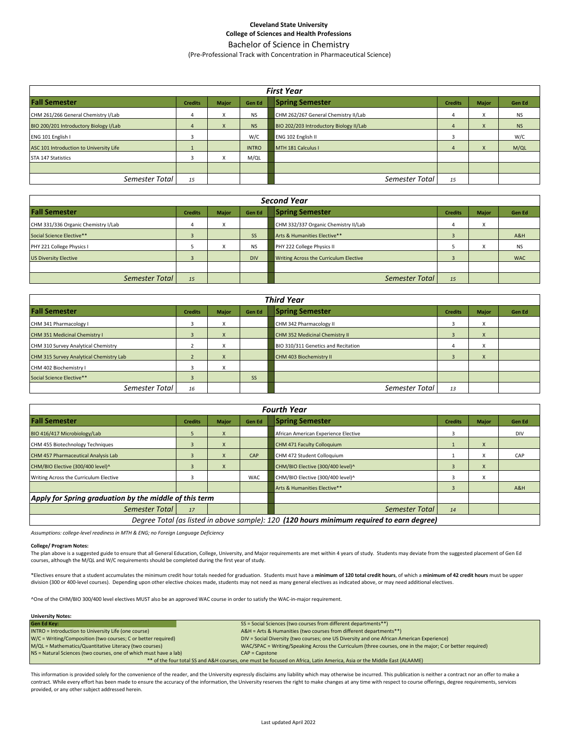**Cleveland State University**
**College of Sciences and Health Professions**

# Bachelor of Science in Chemistry

(Pre-Professional Track with Concentration in Pharmaceutical Science)

## First Year

| Fall Semester | Credits | Major | Gen Ed | Spring Semester | Credits | Major | Gen Ed |
|---|---|---|---|---|---|---|---|
| CHM 261/266 General Chemistry I/Lab | 4 | X | NS | CHM 262/267 General Chemistry II/Lab | 4 | X | NS |
| BIO 200/201 Introductory Biology I/Lab | 4 | X | NS | BIO 202/203 Introductory Biology II/Lab | 4 | X | NS |
| ENG 101 English I | 3 | | W/C | ENG 102 English II | 3 | | W/C |
| ASC 101 Introduction to University Life | 1 | | INTRO | MTH 181 Calculus I | 4 | X | M/QL |
| STA 147 Statistics | 3 | X | M/QL | | | | |
| | | | | | | | |
| *Semester Total* | *15* | | | *Semester Total* | *15* | | |

## Second Year

| Fall Semester | Credits | Major | Gen Ed | Spring Semester | Credits | Major | Gen Ed |
|---|---|---|---|---|---|---|---|
| CHM 331/336 Organic Chemistry I/Lab | 4 | X | | CHM 332/337 Organic Chemistry II/Lab | 4 | X | |
| Social Science Elective** | 3 | | SS | Arts & Humanities Elective** | 3 | | A&H |
| PHY 221 College Physics I | 5 | X | NS | PHY 222 College Physics II | 5 | X | NS |
| US Diversity Elective | 3 | | DIV | Writing Across the Curriculum Elective | 3 | | WAC |
| | | | | | | | |
| *Semester Total* | *15* | | | *Semester Total* | *15* | | |

## Third Year

| Fall Semester | Credits | Major | Gen Ed | Spring Semester | Credits | Major | Gen Ed |
|---|---|---|---|---|---|---|---|
| CHM 341 Pharmacology I | 3 | X | | CHM 342 Pharmacology II | 3 | X | |
| CHM 351 Medicinal Chemistry I | 3 | X | | CHM 352 Medicinal Chemistry II | 3 | X | |
| CHM 310 Survey Analytical Chemistry | 2 | X | | BIO 310/311 Genetics and Recitation | 4 | X | |
| CHM 315 Survey Analytical Chemistry Lab | 2 | X | | CHM 403 Biochemistry II | 3 | X | |
| CHM 402 Biochemistry I | 3 | X | | | | | |
| Social Science Elective** | 3 | | SS | | | | |
| *Semester Total* | *16* | | | *Semester Total* | *13* | | |

## Fourth Year

| Fall Semester | Credits | Major | Gen Ed | Spring Semester | Credits | Major | Gen Ed |
|---|---|---|---|---|---|---|---|
| BIO 416/417 Microbiology/Lab | 5 | X | | African American Experience Elective | 3 | | DIV |
| CHM 455 Biotechnology Techniques | 3 | X | | CHM 471 Faculty Colloquium | 1 | X | |
| CHM 457 Pharmaceutical Analysis Lab | 3 | X | CAP | CHM 472 Student Colloquium | 1 | X | CAP |
| CHM/BIO Elective (300/400 level)^ | 3 | X | | CHM/BIO Elective (300/400 level)^ | 3 | X | |
| Writing Across the Curriculum Elective | 3 | | WAC | CHM/BIO Elective (300/400 level)^ | 3 | X | |
| | | | | Arts & Humanities Elective** | 3 | | A&H |
| ***Apply for Spring graduation by the middle of this term*** | | | | | | | |
| *Semester Total* | *17* | | | *Semester Total* | *14* | | |

*Degree Total (as listed in above sample): 120* ***(120 hours minimum required to earn degree)***

*Assumptions: college-level readiness in MTH & ENG; no Foreign Language Deficiency*

**College/ Program Notes:**

The plan above is a suggested guide to ensure that all General Education, College, University, and Major requirements are met within 4 years of study. Students may deviate from the suggested placement of Gen Ed courses, although the M/QL and W/C requirements should be completed during the first year of study.

*Electives ensure that a student accumulates the minimum credit hour totals needed for graduation. Students must have a **minimum of 120 total credit hours**, of which a **minimum of 42 credit hours** must be upper division (300 or 400-level courses). Depending upon other elective choices made, students may not need as many general electives as indicated above, or may need additional electives.

^One of the CHM/BIO 300/400 level electives MUST also be an approved WAC course in order to satisfy the WAC-in-major requirement.

**University Notes:**

| Gen Ed Key: | |
|---|---|
| INTRO = Introduction to University Life (one course) | SS = Social Sciences (two courses from different departments**) |
| W/C = Writing/Composition (two courses; C or better required) | A&H = Arts & Humanities (two courses from different departments**) |
| M/QL = Mathematics/Quantitative Literacy (two courses) | DIV = Social Diversity (two courses; one US Diversity and one African American Experience) |
| NS = Natural Sciences (two courses, one of which must have a lab) | WAC/SPAC = Writing/Speaking Across the Curriculum (three courses, one in the major; C or better required) |
| | CAP = Capstone |

** of the four total SS and A&H courses, one must be focused on Africa, Latin America, Asia or the Middle East (ALAAME)

This information is provided solely for the convenience of the reader, and the University expressly disclaims any liability which may otherwise be incurred. This publication is neither a contract nor an offer to make a contract. While every effort has been made to ensure the accuracy of the information, the University reserves the right to make changes at any time with respect to course offerings, degree requirements, services provided, or any other subject addressed herein.

Last updated April 2022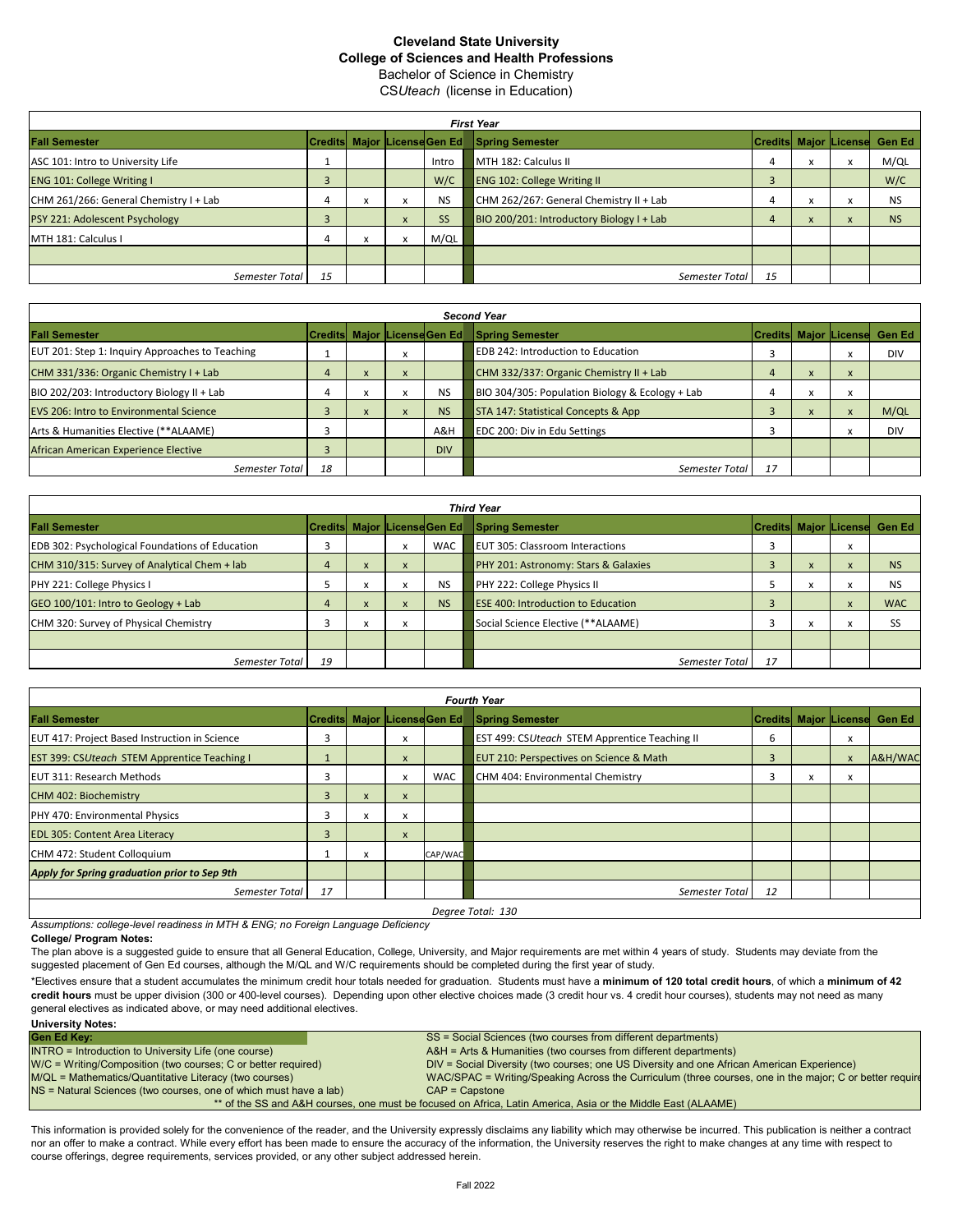# Cleveland State University

## College of Sciences and Health Professions

Bachelor of Science in Chemistry

CS*Uteach* (license in Education)

| *First Year* | | | | | | | | | |
|---|---|---|---|---|---|---|---|---|---|
| **Fall Semester** | **Credits** | **Major** | **License** | **Gen Ed** | **Spring Semester** | **Credits** | **Major** | **License** | **Gen Ed** |
| ASC 101: Intro to University Life | 1 | | | Intro | MTH 182: Calculus II | 4 | x | x | M/QL |
| ENG 101: College Writing I | 3 | | | W/C | ENG 102: College Writing II | 3 | | | W/C |
| CHM 261/266: General Chemistry I + Lab | 4 | x | x | NS | CHM 262/267: General Chemistry II + Lab | 4 | x | x | NS |
| PSY 221: Adolescent Psychology | 3 | | x | SS | BIO 200/201: Introductory Biology I + Lab | 4 | x | x | NS |
| MTH 181: Calculus I | 4 | x | x | M/QL | | | | | |
| | | | | | | | | | |
| *Semester Total* | *15* | | | | *Semester Total* | *15* | | | |

| *Second Year* | | | | | | | | | |
|---|---|---|---|---|---|---|---|---|---|
| **Fall Semester** | **Credits** | **Major** | **License** | **Gen Ed** | **Spring Semester** | **Credits** | **Major** | **License** | **Gen Ed** |
| EUT 201: Step 1: Inquiry Approaches to Teaching | 1 | | x | | EDB 242: Introduction to Education | 3 | | x | DIV |
| CHM 331/336: Organic Chemistry I + Lab | 4 | x | x | | CHM 332/337: Organic Chemistry II + Lab | 4 | x | x | |
| BIO 202/203: Introductory Biology II + Lab | 4 | x | x | NS | BIO 304/305: Population Biology & Ecology + Lab | 4 | x | x | |
| EVS 206: Intro to Environmental Science | 3 | x | x | NS | STA 147: Statistical Concepts & App | 3 | x | x | M/QL |
| Arts & Humanities Elective (**ALAAME) | 3 | | | A&H | EDC 200: Div in Edu Settings | 3 | | x | DIV |
| African American Experience Elective | 3 | | | DIV | | | | | |
| *Semester Total* | *18* | | | | *Semester Total* | *17* | | | |

| *Third Year* | | | | | | | | | |
|---|---|---|---|---|---|---|---|---|---|
| **Fall Semester** | **Credits** | **Major** | **License** | **Gen Ed** | **Spring Semester** | **Credits** | **Major** | **License** | **Gen Ed** |
| EDB 302: Psychological Foundations of Education | 3 | | x | WAC | EUT 305: Classroom Interactions | 3 | | x | |
| CHM 310/315: Survey of Analytical Chem + lab | 4 | x | x | | PHY 201: Astronomy: Stars & Galaxies | 3 | x | x | NS |
| PHY 221: College Physics I | 5 | x | x | NS | PHY 222: College Physics II | 5 | x | x | NS |
| GEO 100/101: Intro to Geology + Lab | 4 | x | x | NS | ESE 400: Introduction to Education | 3 | | x | WAC |
| CHM 320: Survey of Physical Chemistry | 3 | x | x | | Social Science Elective (**ALAAME) | 3 | x | x | SS |
| | | | | | | | | | |
| *Semester Total* | *19* | | | | *Semester Total* | *17* | | | |

| *Fourth Year* | | | | | | | | | |
|---|---|---|---|---|---|---|---|---|---|
| **Fall Semester** | **Credits** | **Major** | **License** | **Gen Ed** | **Spring Semester** | **Credits** | **Major** | **License** | **Gen Ed** |
| EUT 417: Project Based Instruction in Science | 3 | | x | | EST 499: CS*Uteach* STEM Apprentice Teaching II | 6 | | x | |
| EST 399: CS*Uteach* STEM Apprentice Teaching I | 1 | | x | | EUT 210: Perspectives on Science & Math | 3 | | x | A&H/WAC |
| EUT 311: Research Methods | 3 | | x | WAC | CHM 404: Environmental Chemistry | 3 | x | x | |
| CHM 402: Biochemistry | 3 | x | x | | | | | | |
| PHY 470: Environmental Physics | 3 | x | x | | | | | | |
| EDL 305: Content Area Literacy | 3 | | x | | | | | | |
| CHM 472: Student Colloquium | 1 | x | | CAP/WAC | | | | | |
| ***Apply for Spring graduation prior to Sep 9th*** | | | | | | | | | |
| *Semester Total* | *17* | | | | *Semester Total* | *12* | | | |
| *Degree Total: 130* | | | | | | | | | |

*Assumptions: college-level readiness in MTH & ENG; no Foreign Language Deficiency*

**College/ Program Notes:**

The plan above is a suggested guide to ensure that all General Education, College, University, and Major requirements are met within 4 years of study. Students may deviate from the suggested placement of Gen Ed courses, although the M/QL and W/C requirements should be completed during the first year of study.

*Electives ensure that a student accumulates the minimum credit hour totals needed for graduation. Students must have a **minimum of 120 total credit hours**, of which a **minimum of 42 credit hours** must be upper division (300 or 400-level courses). Depending upon other elective choices made (3 credit hour vs. 4 credit hour courses), students may not need as many general electives as indicated above, or may need additional electives.

**University Notes:**

| **Gen Ed Key:** | |
|---|---|
| INTRO = Introduction to University Life (one course) | SS = Social Sciences (two courses from different departments) |
| W/C = Writing/Composition (two courses; C or better required) | A&H = Arts & Humanities (two courses from different departments) |
| M/QL = Mathematics/Quantitative Literacy (two courses) | DIV = Social Diversity (two courses; one US Diversity and one African American Experience) |
| NS = Natural Sciences (two courses, one of which must have a lab) | WAC/SPAC = Writing/Speaking Across the Curriculum (three courses, one in the major; C or better require |
| | CAP = Capstone |
| ** of the SS and A&H courses, one must be focused on Africa, Latin America, Asia or the Middle East (ALAAME) | |

This information is provided solely for the convenience of the reader, and the University expressly disclaims any liability which may otherwise be incurred. This publication is neither a contract nor an offer to make a contract. While every effort has been made to ensure the accuracy of the information, the University reserves the right to make changes at any time with respect to course offerings, degree requirements, services provided, or any other subject addressed herein.

Fall 2022